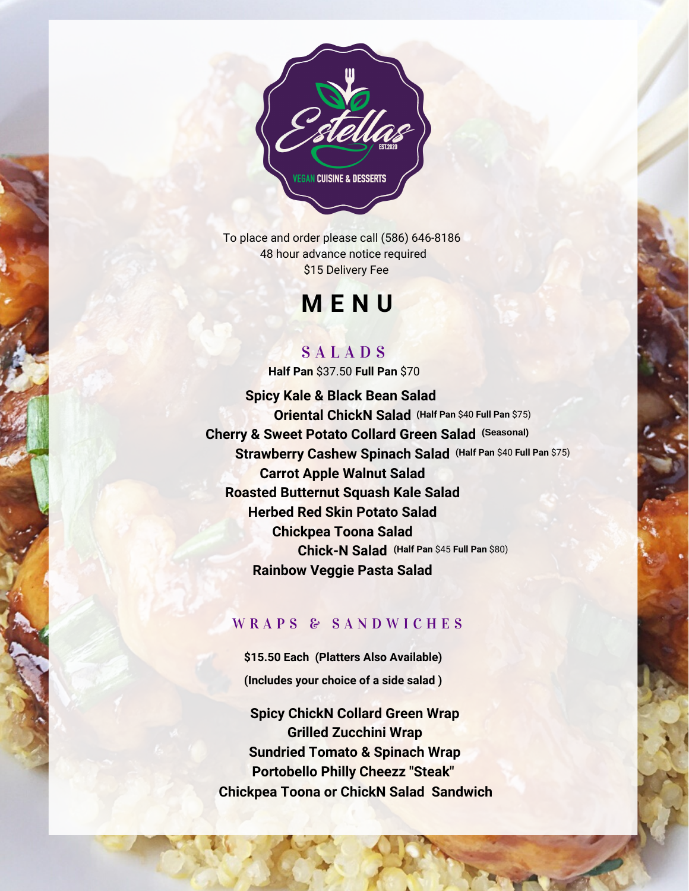Estellas

EST.2020

VEGAN CUISINE & DESSERTS

To place and order please call (586) 646-8186
48 hour advance notice required
$15 Delivery Fee

# MENU

## SALADS

**Half Pan** $37.50 **Full Pan** $70

**Spicy Kale & Black Bean Salad**
**Oriental ChickN Salad** (**Half Pan** $40 **Full Pan** $75)
**Cherry & Sweet Potato Collard Green Salad** (**Seasonal**)
**Strawberry Cashew Spinach Salad** (**Half Pan** $40 **Full Pan** $75)
**Carrot Apple Walnut Salad**
**Roasted Butternut Squash Kale Salad**
**Herbed Red Skin Potato Salad**
**Chickpea Toona Salad**
**Chick-N Salad** (**Half Pan** $45 **Full Pan** $80)
**Rainbow Veggie Pasta Salad**

## WRAPS & SANDWICHES

**$15.50 Each (Platters Also Available)**

**(Includes your choice of a side salad )**

**Spicy ChickN Collard Green Wrap**
**Grilled Zucchini Wrap**
**Sundried Tomato & Spinach Wrap**
**Portobello Philly Cheezz "Steak"**
**Chickpea Toona or ChickN Salad Sandwich**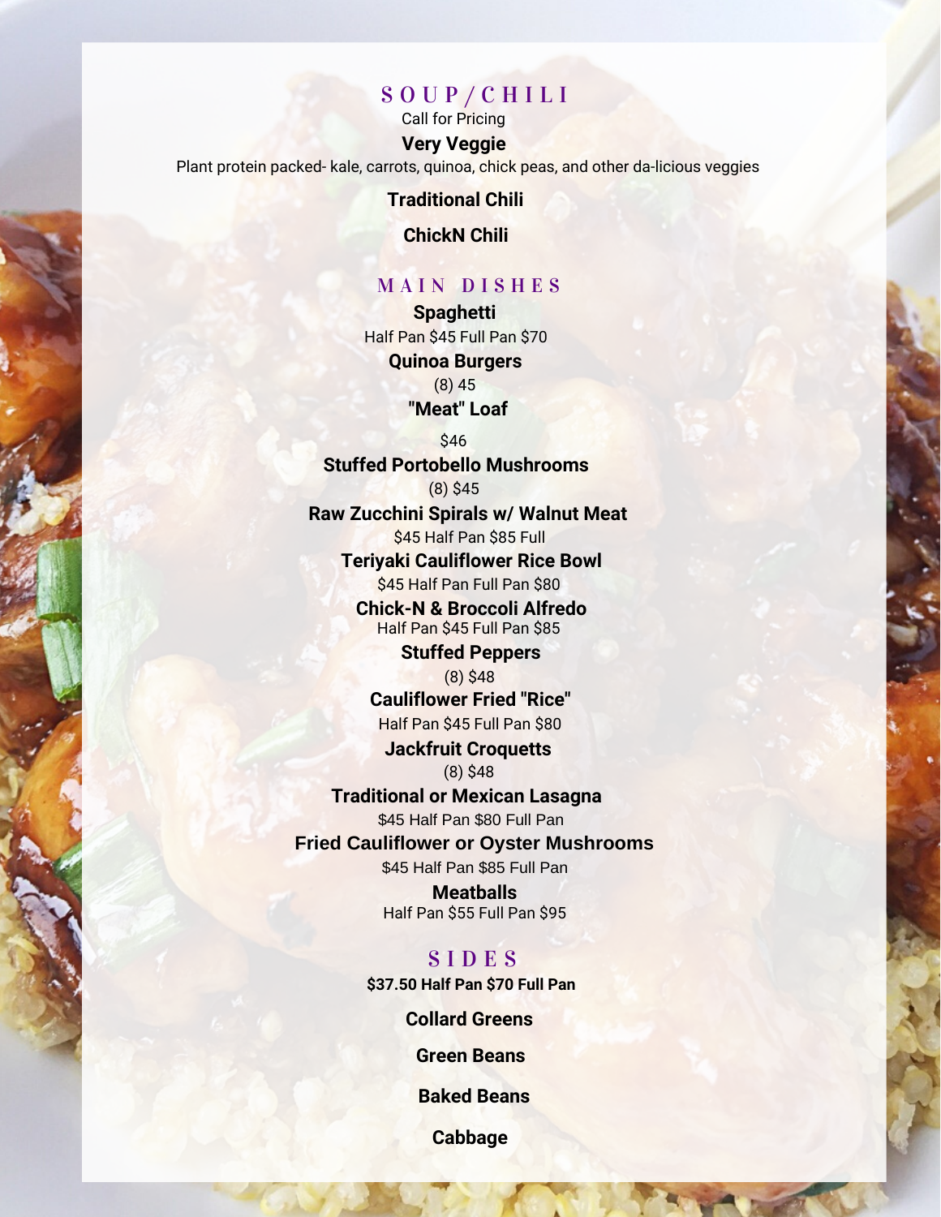## SOUP/CHILI

Call for Pricing

**Very Veggie**

Plant protein packed- kale, carrots, quinoa, chick peas, and other da-licious veggies

**Traditional Chili**

**ChickN Chili**

## MAIN DISHES

**Spaghetti**

Half Pan $45 Full Pan $70

**Quinoa Burgers**

(8) 45

**"Meat" Loaf**

$46

**Stuffed Portobello Mushrooms**

(8) $45

**Raw Zucchini Spirals w/ Walnut Meat**

$45 Half Pan $85 Full

**Teriyaki Cauliflower Rice Bowl**

$45 Half Pan Full Pan $80

**Chick-N & Broccoli Alfredo**

Half Pan $45 Full Pan $85

**Stuffed Peppers**

(8) $48

**Cauliflower Fried "Rice"**

Half Pan $45 Full Pan $80

**Jackfruit Croquetts**

(8) $48

**Traditional or Mexican Lasagna**

$45 Half Pan $80 Full Pan

**Fried Cauliflower or Oyster Mushrooms**

$45 Half Pan $85 Full Pan

**Meatballs**

Half Pan $55 Full Pan $95

## SIDES

**$37.50 Half Pan $70 Full Pan**

**Collard Greens**

**Green Beans**

**Baked Beans**

**Cabbage**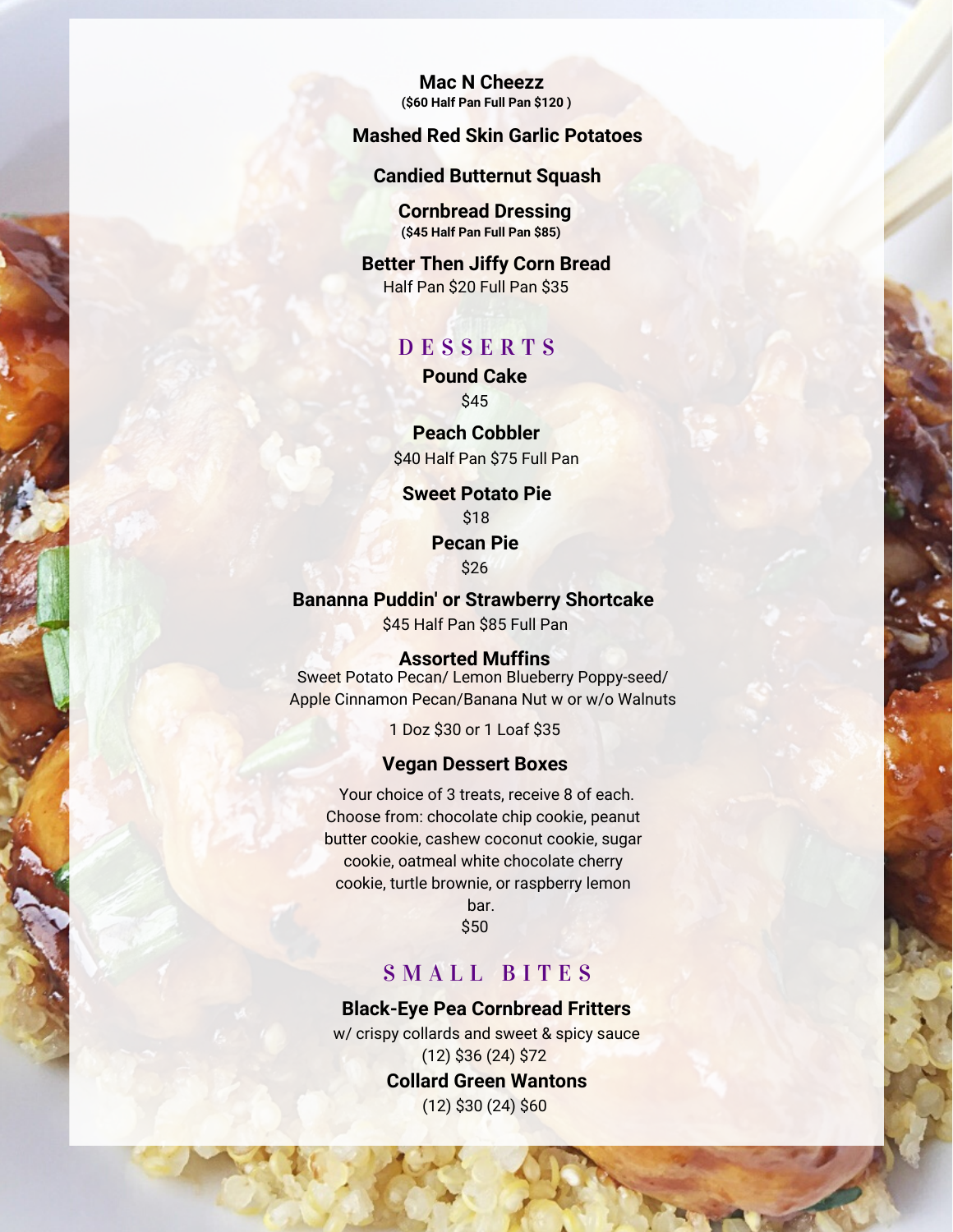**Mac N Cheezz**
**($60 Half Pan Full Pan $120 )**

**Mashed Red Skin Garlic Potatoes**

**Candied Butternut Squash**

**Cornbread Dressing**
**($45 Half Pan Full Pan $85)**

**Better Then Jiffy Corn Bread**
Half Pan $20 Full Pan $35

## DESSERTS

**Pound Cake**
$45

**Peach Cobbler**
$40 Half Pan $75 Full Pan

**Sweet Potato Pie**
$18

**Pecan Pie**
$26

**Bananna Puddin' or Strawberry Shortcake**
$45 Half Pan $85 Full Pan

**Assorted Muffins**
Sweet Potato Pecan/ Lemon Blueberry Poppy-seed/ Apple Cinnamon Pecan/Banana Nut w or w/o Walnuts

1 Doz $30 or 1 Loaf $35

**Vegan Dessert Boxes**

Your choice of 3 treats, receive 8 of each. Choose from: chocolate chip cookie, peanut butter cookie, cashew coconut cookie, sugar cookie, oatmeal white chocolate cherry cookie, turtle brownie, or raspberry lemon bar.
$50

## SMALL BITES

**Black-Eye Pea Cornbread Fritters**
w/ crispy collards and sweet & spicy sauce
(12) $36 (24) $72

**Collard Green Wantons**
(12) $30 (24) $60